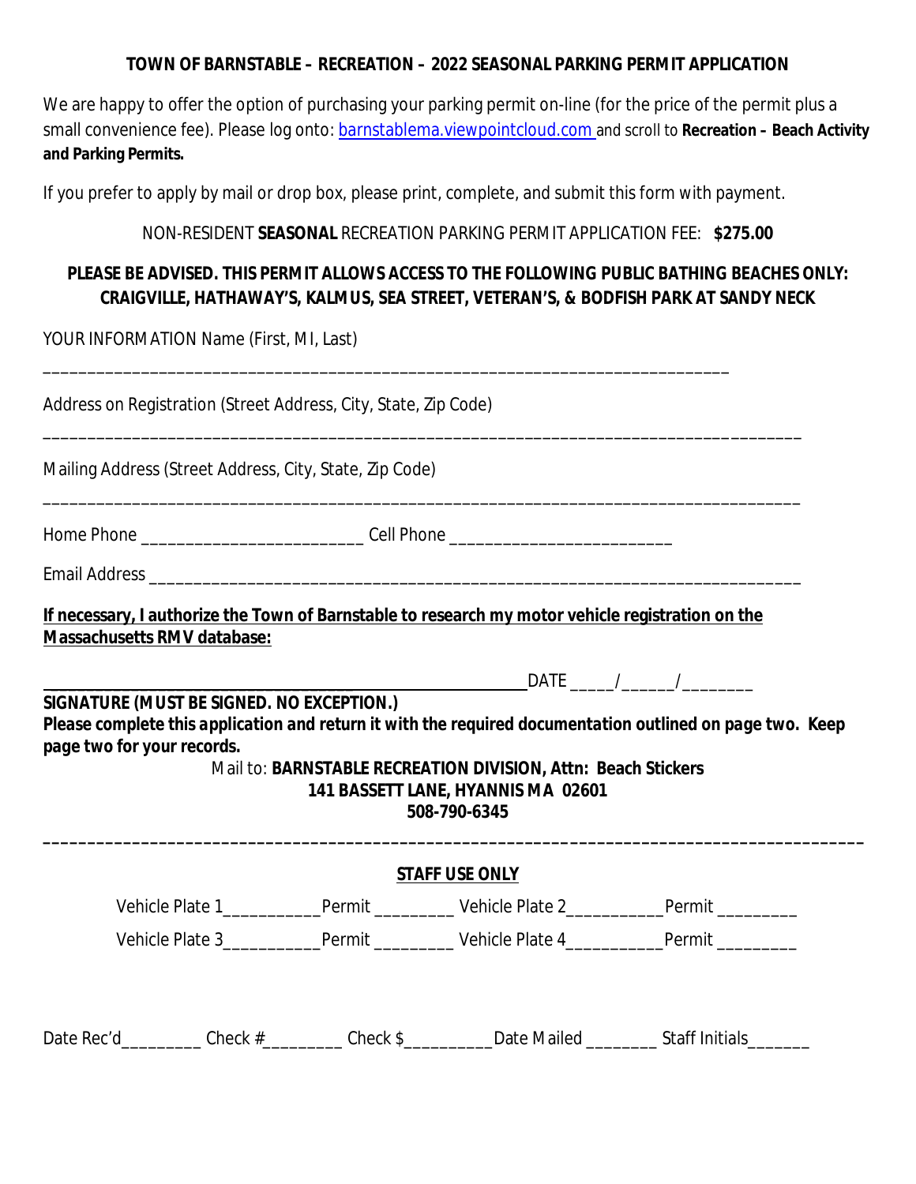**TOWN OF BARNSTABLE – RECREATION – 2022 SEASONAL PARKING PERMIT APPLICATION**

We are happy to offer the option of purchasing your parking permit on-line (for the price of the permit plus a small convenience fee). Please log onto: barnstablema.viewpointcloud.com and scroll to **Recreation – Beach Activity and Parking Permits.**

If you prefer to apply by mail or drop box, please print, complete, and submit this form with payment.

NON-RESIDENT **SEASONAL** RECREATION PARKING PERMIT APPLICATION FEE: **$275.00**

**PLEASE BE ADVISED. THIS PERMIT ALLOWS ACCESS TO THE FOLLOWING PUBLIC BATHING BEACHES ONLY: CRAIGVILLE, HATHAWAY'S, KALMUS, SEA STREET, VETERAN'S, & BODFISH PARK AT SANDY NECK**

YOUR INFORMATION Name (First, MI, Last)

_______________________________________________________________________________

Address on Registration (Street Address, City, State, Zip Code)

_______________________________________________________________________________

Mailing Address (Street Address, City, State, Zip Code)

_______________________________________________________________________________

Home Phone _________________________ Cell Phone _________________________

Email Address _________________________________________________________________

**If necessary, I authorize the Town of Barnstable to research my motor vehicle registration on the Massachusetts RMV database:**

_______________________________________________ DATE _____/______/________

**SIGNATURE (MUST BE SIGNED. NO EXCEPTION.)**

***Please complete this application and return it with the required documentation outlined on page two. Keep page two for your records.***

Mail to: **BARNSTABLE RECREATION DIVISION, Attn: Beach Stickers**
**141 BASSETT LANE, HYANNIS MA 02601**
**508-790-6345**

---

**STAFF USE ONLY**

Vehicle Plate 1__________ Permit ________ Vehicle Plate 2__________ Permit ________

Vehicle Plate 3__________ Permit ________ Vehicle Plate 4__________ Permit ________

Date Rec'd_________ Check #_________ Check $__________ Date Mailed ________ Staff Initials______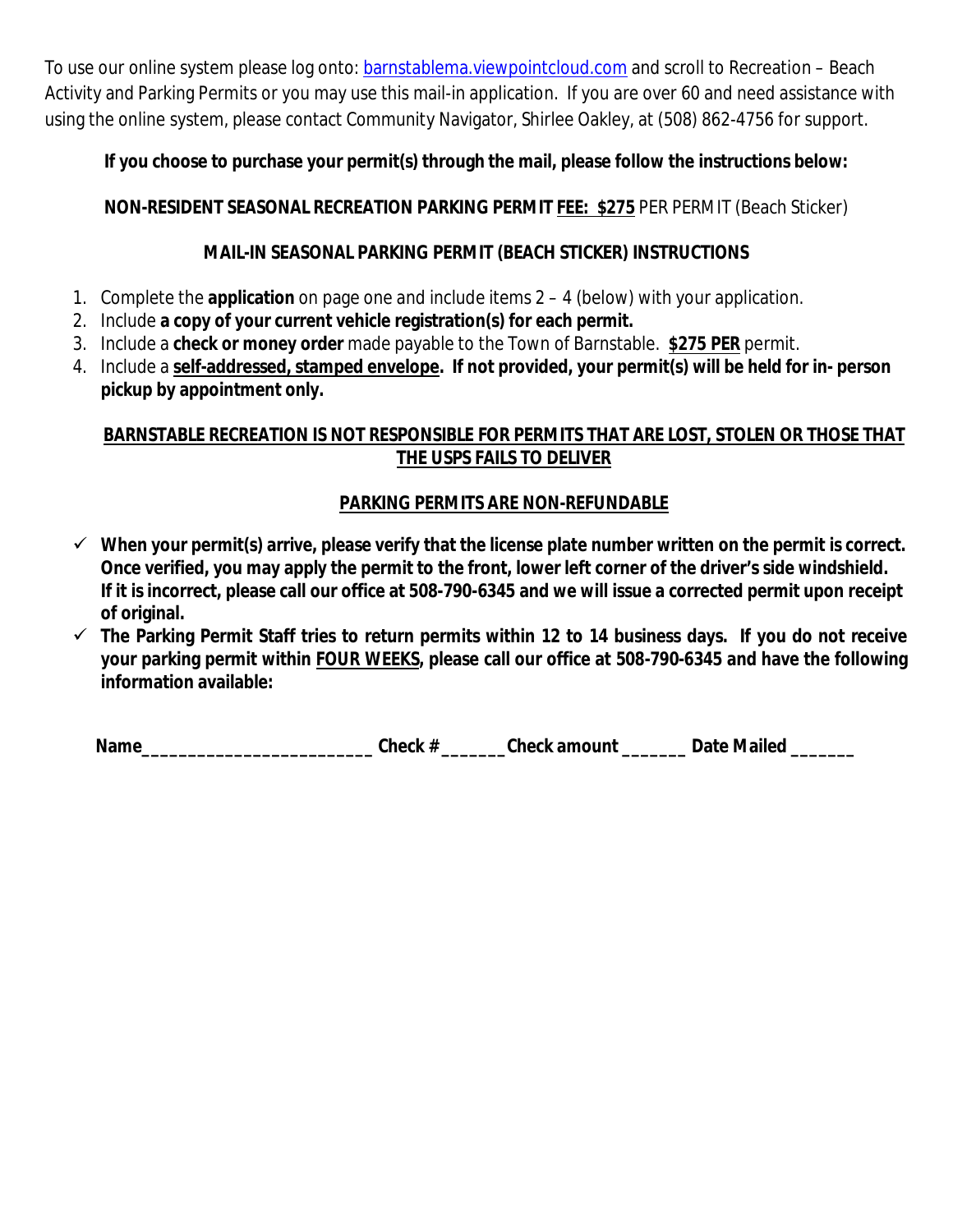To use our online system please log onto: [barnstablema.viewpointcloud.com](barnstablema.viewpointcloud.com) and scroll to Recreation – Beach Activity and Parking Permits or you may use this mail-in application. If you are over 60 and need assistance with using the online system, please contact Community Navigator, Shirlee Oakley, at (508) 862-4756 for support.

**If you choose to purchase your permit(s) through the mail, please follow the instructions below:**

**NON-RESIDENT SEASONAL RECREATION PARKING PERMIT <u>FEE: $275</u>** PER PERMIT (Beach Sticker)

**MAIL-IN SEASONAL PARKING PERMIT (BEACH STICKER) INSTRUCTIONS**

1. Complete the **application** on page one and include items 2 – 4 (below) with your application.
2. Include **a copy of your current vehicle registration(s) for each permit.**
3. Include a **check or money order** made payable to the Town of Barnstable. **<u>$275 PER</u>** permit.
4. Include a **<u>self-addressed, stamped envelope</u>. If not provided, your permit(s) will be held for in- person pickup by appointment only.**

**<u>BARNSTABLE RECREATION IS NOT RESPONSIBLE FOR PERMITS THAT ARE LOST, STOLEN OR THOSE THAT THE USPS FAILS TO DELIVER</u>**

**<u>PARKING PERMITS ARE NON-REFUNDABLE</u>**

- ✓ **When your permit(s) arrive, please verify that the license plate number written on the permit is correct. Once verified, you may apply the permit to the front, lower left corner of the driver's side windshield. If it is incorrect, please call our office at 508-790-6345 and we will issue a corrected permit upon receipt of original.**
- ✓ **The Parking Permit Staff tries to return permits within 12 to 14 business days. If you do not receive your parking permit within <u>FOUR WEEKS</u>, please call our office at 508-790-6345 and have the following information available:**

**Name________________________ Check # _______Check amount _______ Date Mailed _______**